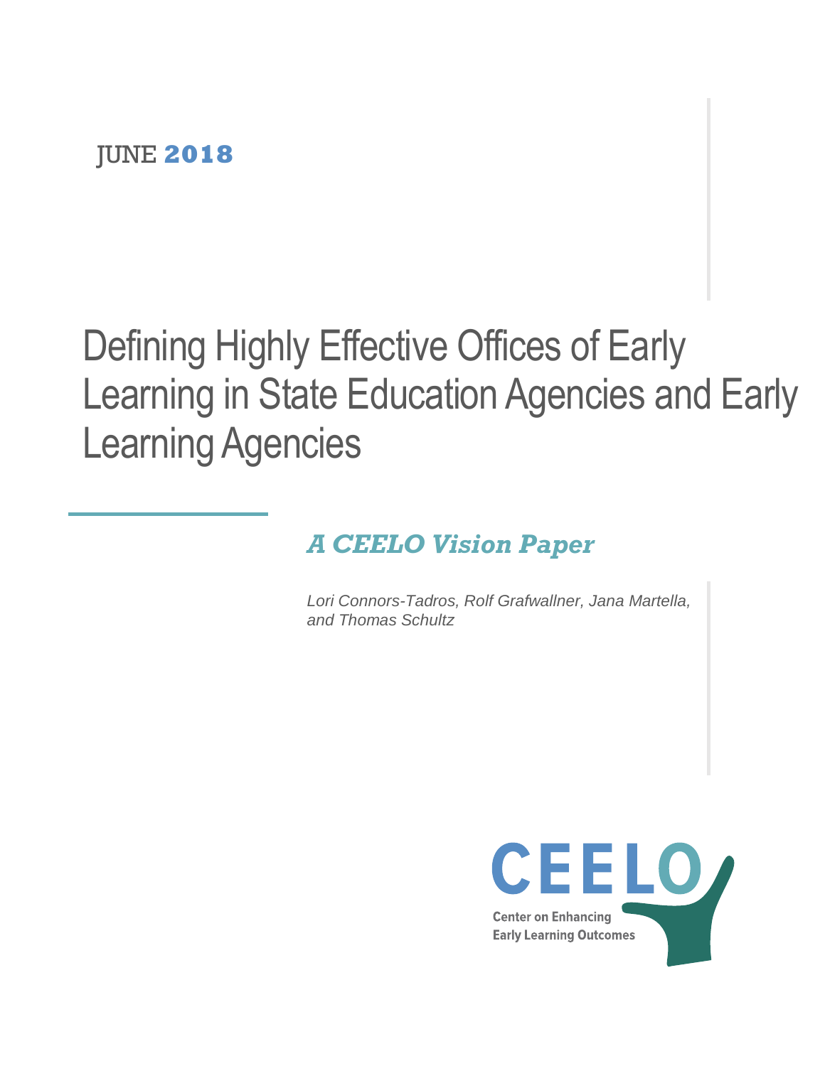JUNE **2018**

# Defining Highly Effective Offices of Early Learning in State Education Agencies and Early Learning Agencies

## *A CEELO Vision Paper*

*Lori Connors-Tadros, Rolf Grafwallner, Jana Martella, and Thomas Schultz*

CEELO

Center on Enhancing Early Learning Outcomes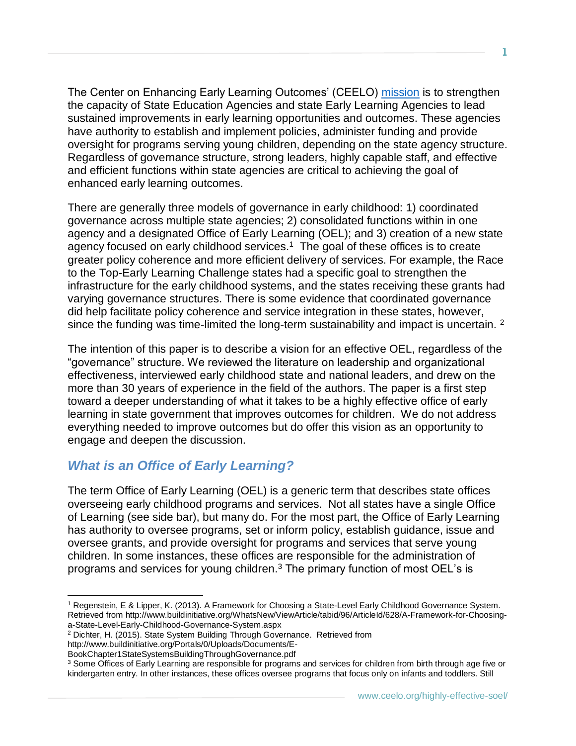The Center on Enhancing Early Learning Outcomes' (CEELO) mission is to strengthen the capacity of State Education Agencies and state Early Learning Agencies to lead sustained improvements in early learning opportunities and outcomes. These agencies have authority to establish and implement policies, administer funding and provide oversight for programs serving young children, depending on the state agency structure. Regardless of governance structure, strong leaders, highly capable staff, and effective and efficient functions within state agencies are critical to achieving the goal of enhanced early learning outcomes.

There are generally three models of governance in early childhood: 1) coordinated governance across multiple state agencies; 2) consolidated functions within in one agency and a designated Office of Early Learning (OEL); and 3) creation of a new state agency focused on early childhood services.[1] The goal of these offices is to create greater policy coherence and more efficient delivery of services. For example, the Race to the Top-Early Learning Challenge states had a specific goal to strengthen the infrastructure for the early childhood systems, and the states receiving these grants had varying governance structures. There is some evidence that coordinated governance did help facilitate policy coherence and service integration in these states, however, since the funding was time-limited the long-term sustainability and impact is uncertain. [2]

The intention of this paper is to describe a vision for an effective OEL, regardless of the "governance" structure. We reviewed the literature on leadership and organizational effectiveness, interviewed early childhood state and national leaders, and drew on the more than 30 years of experience in the field of the authors. The paper is a first step toward a deeper understanding of what it takes to be a highly effective office of early learning in state government that improves outcomes for children. We do not address everything needed to improve outcomes but do offer this vision as an opportunity to engage and deepen the discussion.

## *What is an Office of Early Learning?*

The term Office of Early Learning (OEL) is a generic term that describes state offices overseeing early childhood programs and services. Not all states have a single Office of Learning (see side bar), but many do. For the most part, the Office of Early Learning has authority to oversee programs, set or inform policy, establish guidance, issue and oversee grants, and provide oversight for programs and services that serve young children. In some instances, these offices are responsible for the administration of programs and services for young children.[3] The primary function of most OEL's is

---

[1] Regenstein, E & Lipper, K. (2013). A Framework for Choosing a State-Level Early Childhood Governance System. Retrieved from http://www.buildinitiative.org/WhatsNew/ViewArticle/tabid/96/ArticleId/628/A-Framework-for-Choosing-a-State-Level-Early-Childhood-Governance-System.aspx

[2] Dichter, H. (2015). State System Building Through Governance. Retrieved from http://www.buildinitiative.org/Portals/0/Uploads/Documents/E-BookChapter1StateSystemsBuildingThroughGovernance.pdf

[3] Some Offices of Early Learning are responsible for programs and services for children from birth through age five or kindergarten entry. In other instances, these offices oversee programs that focus only on infants and toddlers. Still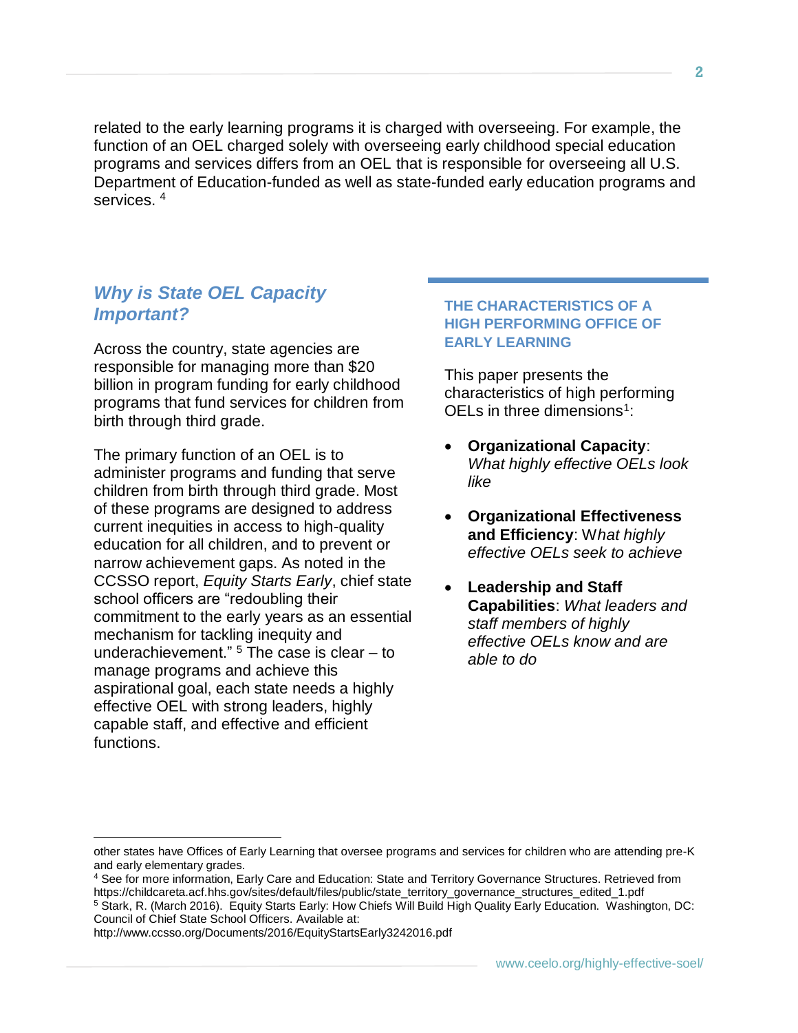related to the early learning programs it is charged with overseeing. For example, the function of an OEL charged solely with overseeing early childhood special education programs and services differs from an OEL that is responsible for overseeing all U.S. Department of Education-funded as well as state-funded early education programs and services. [4]

## *Why is State OEL Capacity Important?*

Across the country, state agencies are responsible for managing more than $20 billion in program funding for early childhood programs that fund services for children from birth through third grade.

The primary function of an OEL is to administer programs and funding that serve children from birth through third grade. Most of these programs are designed to address current inequities in access to high-quality education for all children, and to prevent or narrow achievement gaps. As noted in the CCSSO report, *Equity Starts Early*, chief state school officers are "redoubling their commitment to the early years as an essential mechanism for tackling inequity and underachievement." [5] The case is clear – to manage programs and achieve this aspirational goal, each state needs a highly effective OEL with strong leaders, highly capable staff, and effective and efficient functions.

### THE CHARACTERISTICS OF A HIGH PERFORMING OFFICE OF EARLY LEARNING

This paper presents the characteristics of high performing OELs in three dimensions[1]:

- **Organizational Capacity**: *What highly effective OELs look like*
- **Organizational Effectiveness and Efficiency**: W*hat highly effective OELs seek to achieve*
- **Leadership and Staff Capabilities**: *What leaders and staff members of highly effective OELs know and are able to do*

---

other states have Offices of Early Learning that oversee programs and services for children who are attending pre-K and early elementary grades.

[4] See for more information, Early Care and Education: State and Territory Governance Structures. Retrieved from https://childcareta.acf.hhs.gov/sites/default/files/public/state_territory_governance_structures_edited_1.pdf

[5] Stark, R. (March 2016). Equity Starts Early: How Chiefs Will Build High Quality Early Education. Washington, DC: Council of Chief State School Officers. Available at: http://www.ccsso.org/Documents/2016/EquityStartsEarly3242016.pdf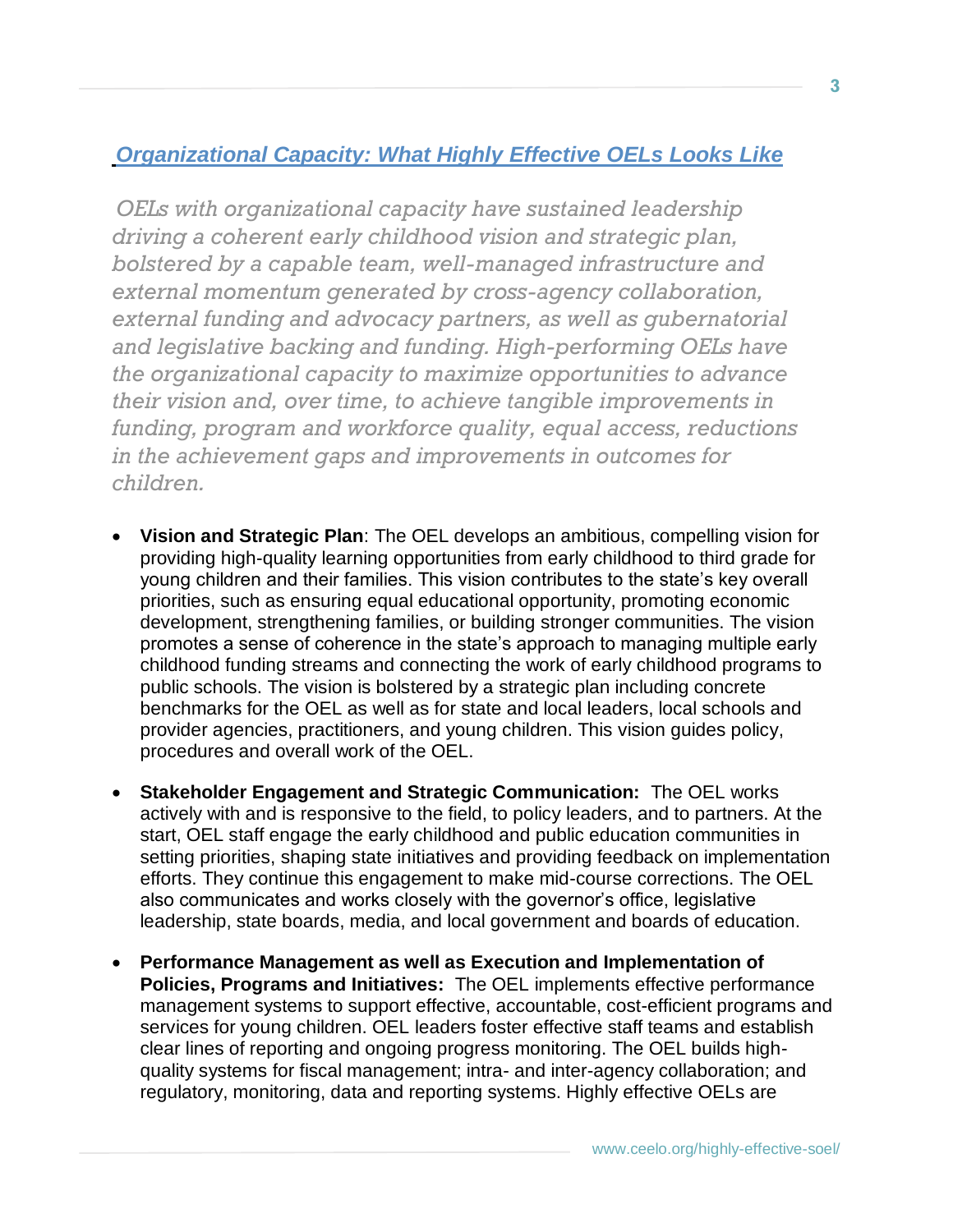## *Organizational Capacity: What Highly Effective OELs Looks Like*

*OELs with organizational capacity have sustained leadership driving a coherent early childhood vision and strategic plan, bolstered by a capable team, well-managed infrastructure and external momentum generated by cross-agency collaboration, external funding and advocacy partners, as well as gubernatorial and legislative backing and funding. High-performing OELs have the organizational capacity to maximize opportunities to advance their vision and, over time, to achieve tangible improvements in funding, program and workforce quality, equal access, reductions in the achievement gaps and improvements in outcomes for children.*

- **Vision and Strategic Plan**: The OEL develops an ambitious, compelling vision for providing high-quality learning opportunities from early childhood to third grade for young children and their families. This vision contributes to the state's key overall priorities, such as ensuring equal educational opportunity, promoting economic development, strengthening families, or building stronger communities. The vision promotes a sense of coherence in the state's approach to managing multiple early childhood funding streams and connecting the work of early childhood programs to public schools. The vision is bolstered by a strategic plan including concrete benchmarks for the OEL as well as for state and local leaders, local schools and provider agencies, practitioners, and young children. This vision guides policy, procedures and overall work of the OEL.

- **Stakeholder Engagement and Strategic Communication:** The OEL works actively with and is responsive to the field, to policy leaders, and to partners. At the start, OEL staff engage the early childhood and public education communities in setting priorities, shaping state initiatives and providing feedback on implementation efforts. They continue this engagement to make mid-course corrections. The OEL also communicates and works closely with the governor's office, legislative leadership, state boards, media, and local government and boards of education.

- **Performance Management as well as Execution and Implementation of Policies, Programs and Initiatives:** The OEL implements effective performance management systems to support effective, accountable, cost-efficient programs and services for young children. OEL leaders foster effective staff teams and establish clear lines of reporting and ongoing progress monitoring. The OEL builds high-quality systems for fiscal management; intra- and inter-agency collaboration; and regulatory, monitoring, data and reporting systems. Highly effective OELs are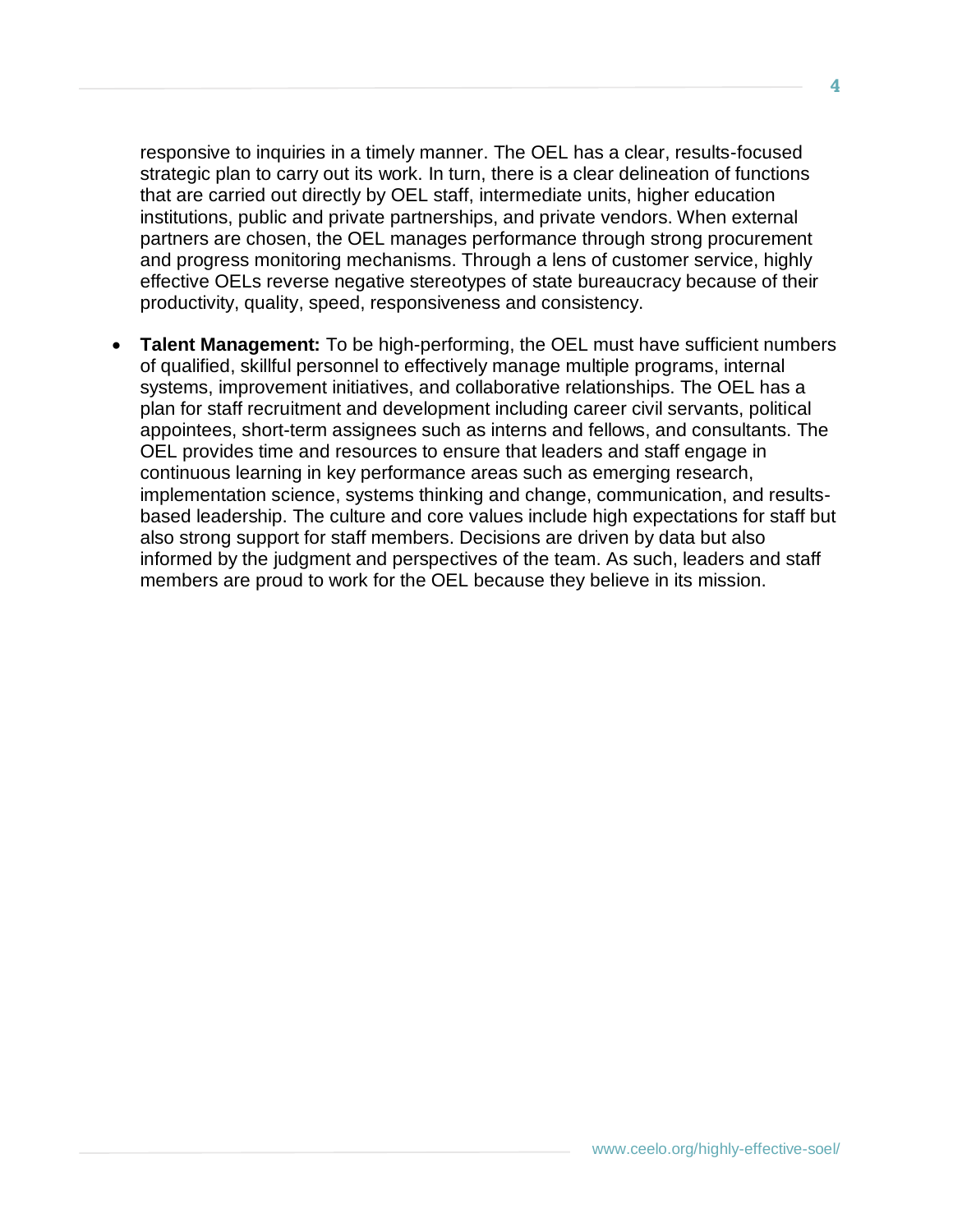responsive to inquiries in a timely manner. The OEL has a clear, results-focused strategic plan to carry out its work. In turn, there is a clear delineation of functions that are carried out directly by OEL staff, intermediate units, higher education institutions, public and private partnerships, and private vendors. When external partners are chosen, the OEL manages performance through strong procurement and progress monitoring mechanisms. Through a lens of customer service, highly effective OELs reverse negative stereotypes of state bureaucracy because of their productivity, quality, speed, responsiveness and consistency.

- **Talent Management:** To be high-performing, the OEL must have sufficient numbers of qualified, skillful personnel to effectively manage multiple programs, internal systems, improvement initiatives, and collaborative relationships. The OEL has a plan for staff recruitment and development including career civil servants, political appointees, short-term assignees such as interns and fellows, and consultants. The OEL provides time and resources to ensure that leaders and staff engage in continuous learning in key performance areas such as emerging research, implementation science, systems thinking and change, communication, and results-based leadership. The culture and core values include high expectations for staff but also strong support for staff members. Decisions are driven by data but also informed by the judgment and perspectives of the team. As such, leaders and staff members are proud to work for the OEL because they believe in its mission.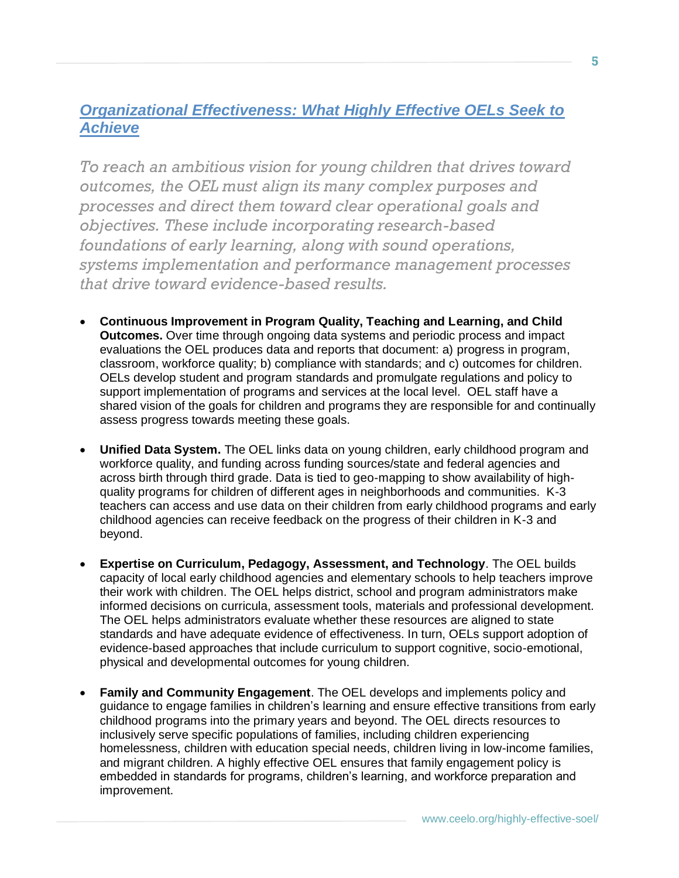## *Organizational Effectiveness: What Highly Effective OELs Seek to Achieve*

*To reach an ambitious vision for young children that drives toward outcomes, the OEL must align its many complex purposes and processes and direct them toward clear operational goals and objectives. These include incorporating research-based foundations of early learning, along with sound operations, systems implementation and performance management processes that drive toward evidence-based results.*

- **Continuous Improvement in Program Quality, Teaching and Learning, and Child Outcomes.** Over time through ongoing data systems and periodic process and impact evaluations the OEL produces data and reports that document: a) progress in program, classroom, workforce quality; b) compliance with standards; and c) outcomes for children. OELs develop student and program standards and promulgate regulations and policy to support implementation of programs and services at the local level. OEL staff have a shared vision of the goals for children and programs they are responsible for and continually assess progress towards meeting these goals.

- **Unified Data System.** The OEL links data on young children, early childhood program and workforce quality, and funding across funding sources/state and federal agencies and across birth through third grade. Data is tied to geo-mapping to show availability of high-quality programs for children of different ages in neighborhoods and communities. K-3 teachers can access and use data on their children from early childhood programs and early childhood agencies can receive feedback on the progress of their children in K-3 and beyond.

- **Expertise on Curriculum, Pedagogy, Assessment, and Technology**. The OEL builds capacity of local early childhood agencies and elementary schools to help teachers improve their work with children. The OEL helps district, school and program administrators make informed decisions on curricula, assessment tools, materials and professional development. The OEL helps administrators evaluate whether these resources are aligned to state standards and have adequate evidence of effectiveness. In turn, OELs support adoption of evidence-based approaches that include curriculum to support cognitive, socio-emotional, physical and developmental outcomes for young children.

- **Family and Community Engagement**. The OEL develops and implements policy and guidance to engage families in children's learning and ensure effective transitions from early childhood programs into the primary years and beyond. The OEL directs resources to inclusively serve specific populations of families, including children experiencing homelessness, children with education special needs, children living in low-income families, and migrant children. A highly effective OEL ensures that family engagement policy is embedded in standards for programs, children's learning, and workforce preparation and improvement.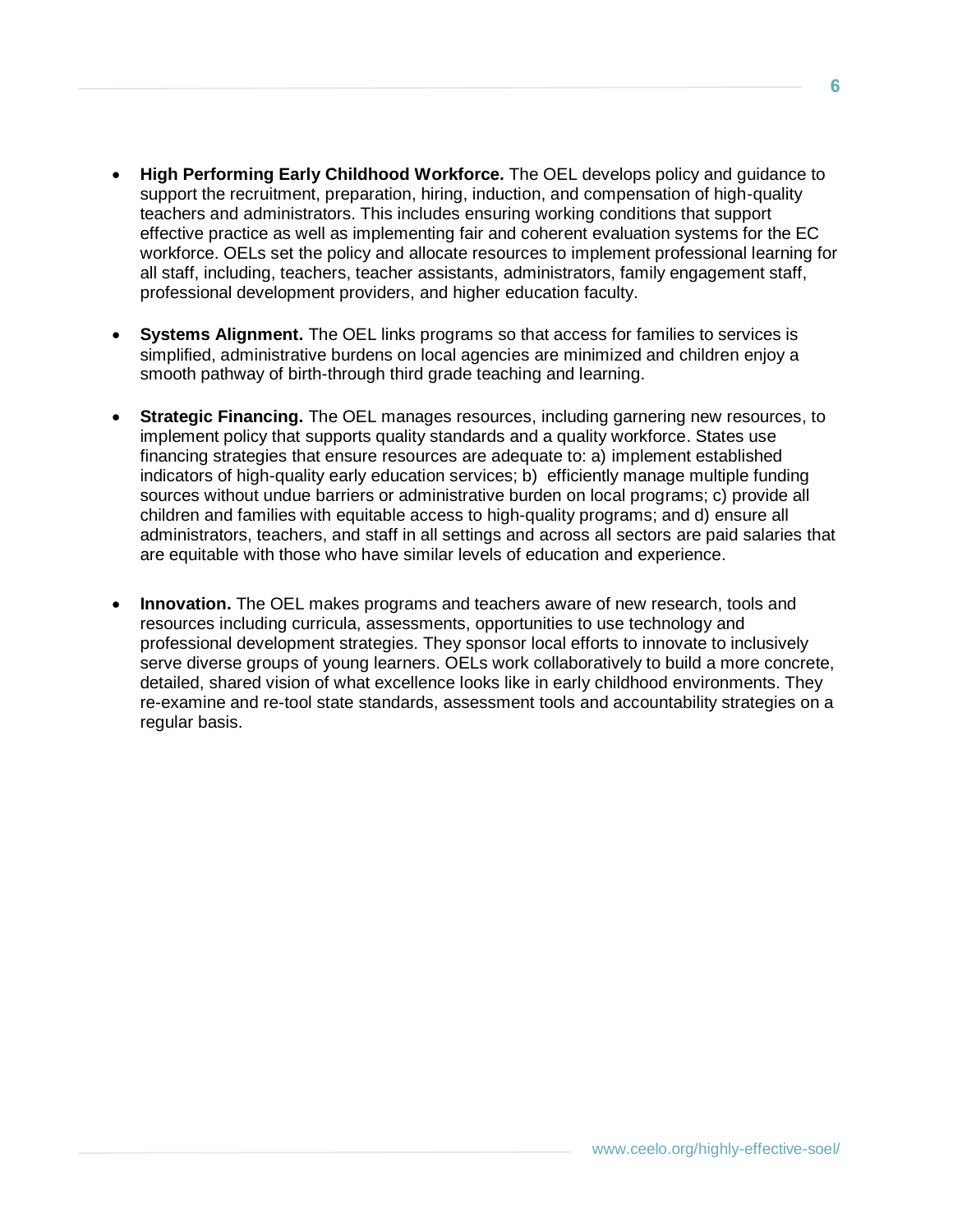- **High Performing Early Childhood Workforce.** The OEL develops policy and guidance to support the recruitment, preparation, hiring, induction, and compensation of high-quality teachers and administrators. This includes ensuring working conditions that support effective practice as well as implementing fair and coherent evaluation systems for the EC workforce. OELs set the policy and allocate resources to implement professional learning for all staff, including, teachers, teacher assistants, administrators, family engagement staff, professional development providers, and higher education faculty.

- **Systems Alignment.** The OEL links programs so that access for families to services is simplified, administrative burdens on local agencies are minimized and children enjoy a smooth pathway of birth-through third grade teaching and learning.

- **Strategic Financing.** The OEL manages resources, including garnering new resources, to implement policy that supports quality standards and a quality workforce. States use financing strategies that ensure resources are adequate to: a) implement established indicators of high-quality early education services; b) efficiently manage multiple funding sources without undue barriers or administrative burden on local programs; c) provide all children and families with equitable access to high-quality programs; and d) ensure all administrators, teachers, and staff in all settings and across all sectors are paid salaries that are equitable with those who have similar levels of education and experience.

- **Innovation.** The OEL makes programs and teachers aware of new research, tools and resources including curricula, assessments, opportunities to use technology and professional development strategies. They sponsor local efforts to innovate to inclusively serve diverse groups of young learners. OELs work collaboratively to build a more concrete, detailed, shared vision of what excellence looks like in early childhood environments. They re-examine and re-tool state standards, assessment tools and accountability strategies on a regular basis.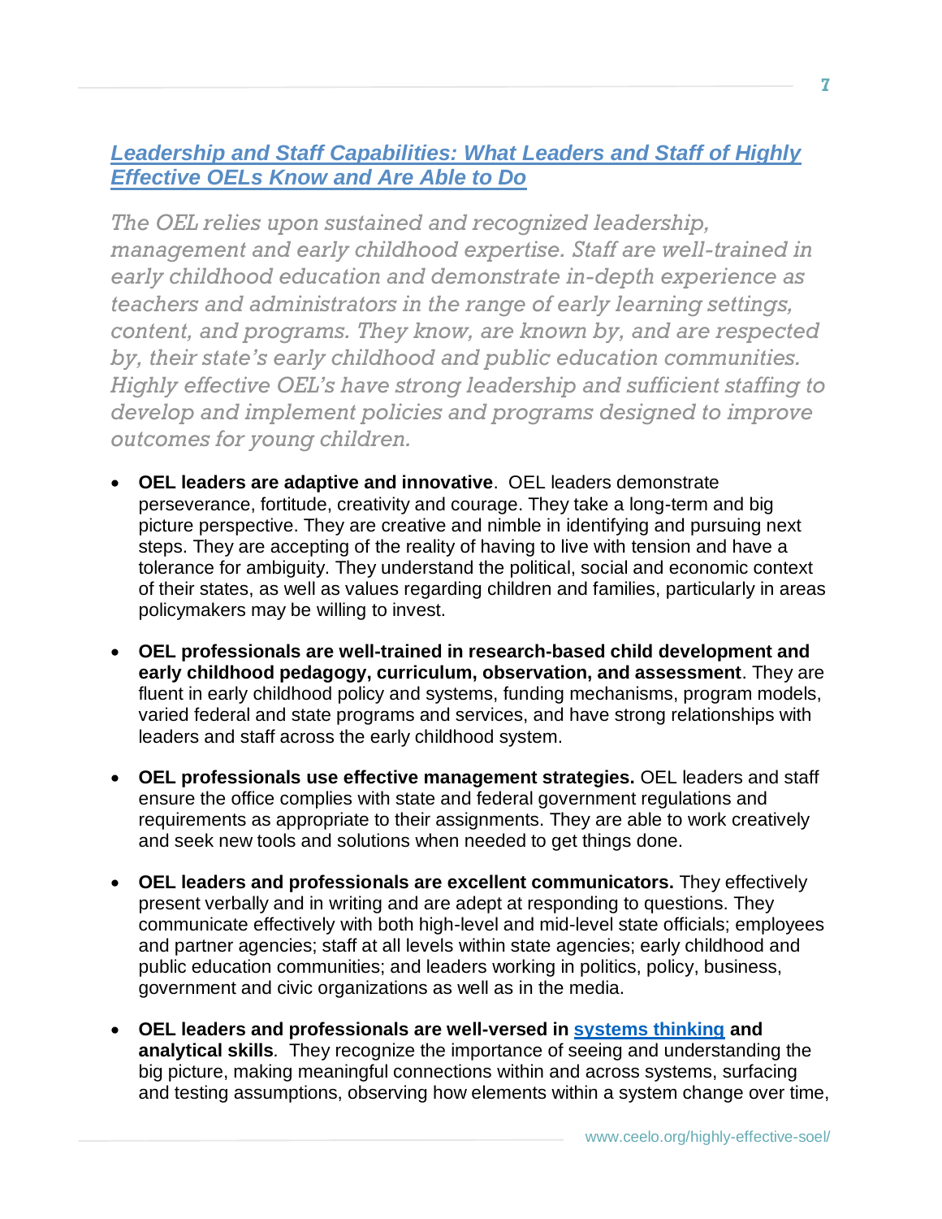## *Leadership and Staff Capabilities: What Leaders and Staff of Highly Effective OELs Know and Are Able to Do*

*The OEL relies upon sustained and recognized leadership, management and early childhood expertise. Staff are well-trained in early childhood education and demonstrate in-depth experience as teachers and administrators in the range of early learning settings, content, and programs. They know, are known by, and are respected by, their state's early childhood and public education communities. Highly effective OEL's have strong leadership and sufficient staffing to develop and implement policies and programs designed to improve outcomes for young children.*

- **OEL leaders are adaptive and innovative**. OEL leaders demonstrate perseverance, fortitude, creativity and courage. They take a long-term and big picture perspective. They are creative and nimble in identifying and pursuing next steps. They are accepting of the reality of having to live with tension and have a tolerance for ambiguity. They understand the political, social and economic context of their states, as well as values regarding children and families, particularly in areas policymakers may be willing to invest.

- **OEL professionals are well-trained in research-based child development and early childhood pedagogy, curriculum, observation, and assessment**. They are fluent in early childhood policy and systems, funding mechanisms, program models, varied federal and state programs and services, and have strong relationships with leaders and staff across the early childhood system.

- **OEL professionals use effective management strategies.** OEL leaders and staff ensure the office complies with state and federal government regulations and requirements as appropriate to their assignments. They are able to work creatively and seek new tools and solutions when needed to get things done.

- **OEL leaders and professionals are excellent communicators.** They effectively present verbally and in writing and are adept at responding to questions. They communicate effectively with both high-level and mid-level state officials; employees and partner agencies; staff at all levels within state agencies; early childhood and public education communities; and leaders working in politics, policy, business, government and civic organizations as well as in the media.

- **OEL leaders and professionals are well-versed in systems thinking and analytical skills***.* They recognize the importance of seeing and understanding the big picture, making meaningful connections within and across systems, surfacing and testing assumptions, observing how elements within a system change over time,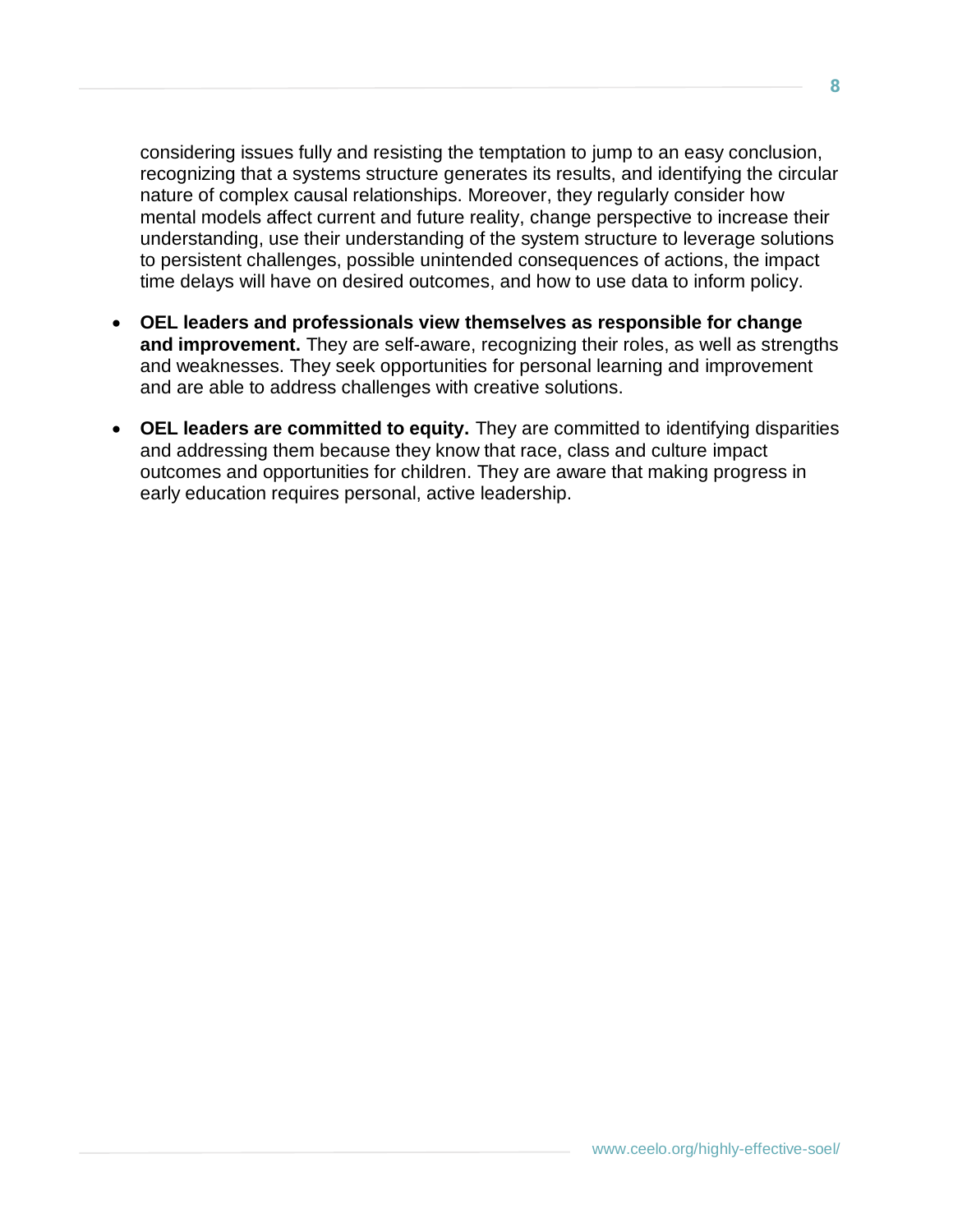considering issues fully and resisting the temptation to jump to an easy conclusion, recognizing that a systems structure generates its results, and identifying the circular nature of complex causal relationships. Moreover, they regularly consider how mental models affect current and future reality, change perspective to increase their understanding, use their understanding of the system structure to leverage solutions to persistent challenges, possible unintended consequences of actions, the impact time delays will have on desired outcomes, and how to use data to inform policy.

- **OEL leaders and professionals view themselves as responsible for change and improvement.** They are self-aware, recognizing their roles, as well as strengths and weaknesses. They seek opportunities for personal learning and improvement and are able to address challenges with creative solutions.
- **OEL leaders are committed to equity.** They are committed to identifying disparities and addressing them because they know that race, class and culture impact outcomes and opportunities for children. They are aware that making progress in early education requires personal, active leadership.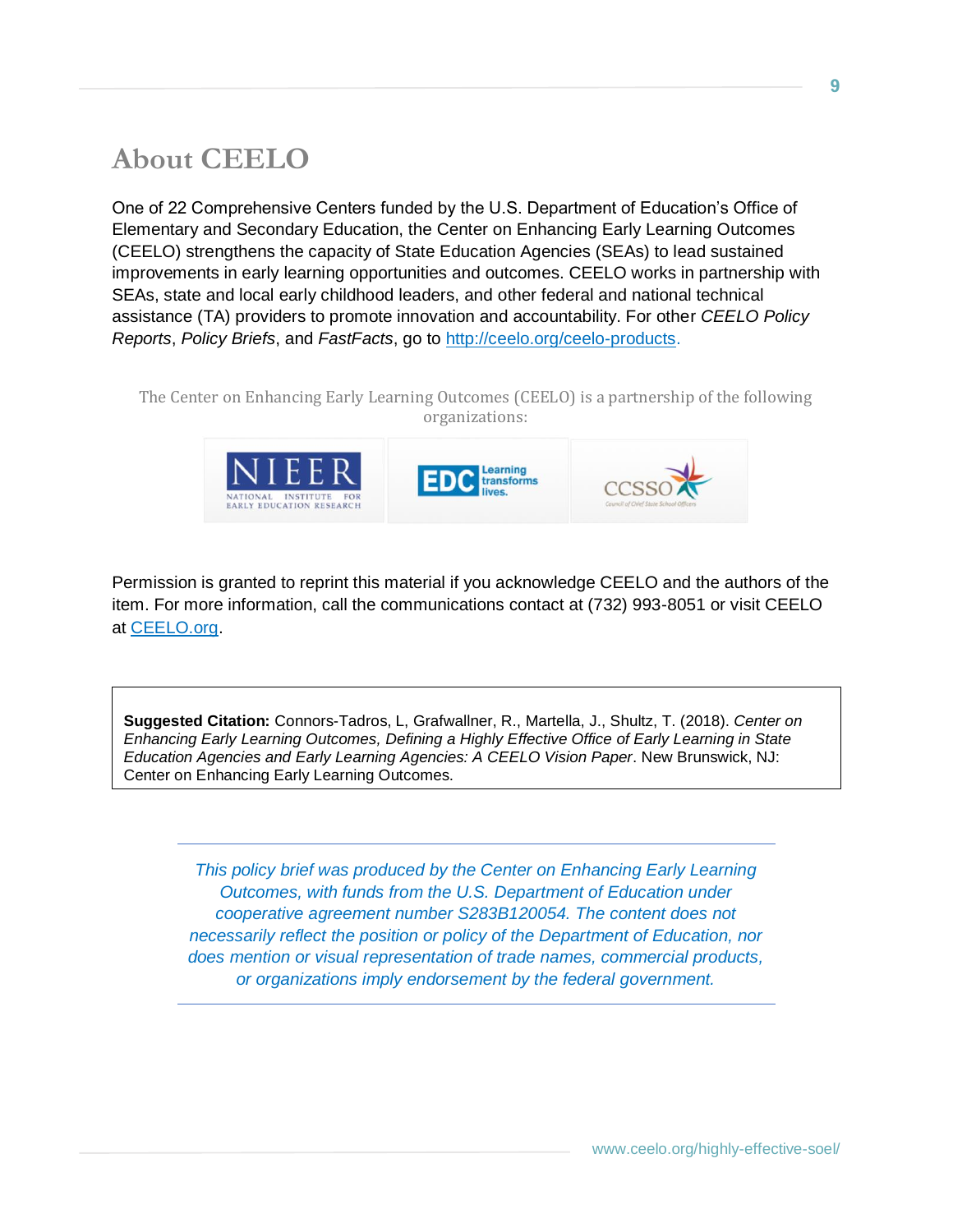# About CEELO

One of 22 Comprehensive Centers funded by the U.S. Department of Education's Office of Elementary and Secondary Education, the Center on Enhancing Early Learning Outcomes (CEELO) strengthens the capacity of State Education Agencies (SEAs) to lead sustained improvements in early learning opportunities and outcomes. CEELO works in partnership with SEAs, state and local early childhood leaders, and other federal and national technical assistance (TA) providers to promote innovation and accountability. For other *CEELO Policy Reports*, *Policy Briefs*, and *FastFacts*, go to [http://ceelo.org/ceelo-products](http://ceelo.org/ceelo-products).

The Center on Enhancing Early Learning Outcomes (CEELO) is a partnership of the following organizations:

NIEER NATIONAL INSTITUTE FOR EARLY EDUCATION RESEARCH

EDC Learning transforms lives.

CCSSO Council of Chief State School Officers

Permission is granted to reprint this material if you acknowledge CEELO and the authors of the item. For more information, call the communications contact at (732) 993-8051 or visit CEELO at [CEELO.org](http://CEELO.org).

**Suggested Citation:** Connors-Tadros, L, Grafwallner, R., Martella, J., Shultz, T. (2018). *Center on Enhancing Early Learning Outcomes, Defining a Highly Effective Office of Early Learning in State Education Agencies and Early Learning Agencies: A CEELO Vision Paper*. New Brunswick, NJ: Center on Enhancing Early Learning Outcomes.

*This policy brief was produced by the Center on Enhancing Early Learning Outcomes, with funds from the U.S. Department of Education under cooperative agreement number S283B120054. The content does not necessarily reflect the position or policy of the Department of Education, nor does mention or visual representation of trade names, commercial products, or organizations imply endorsement by the federal government.*